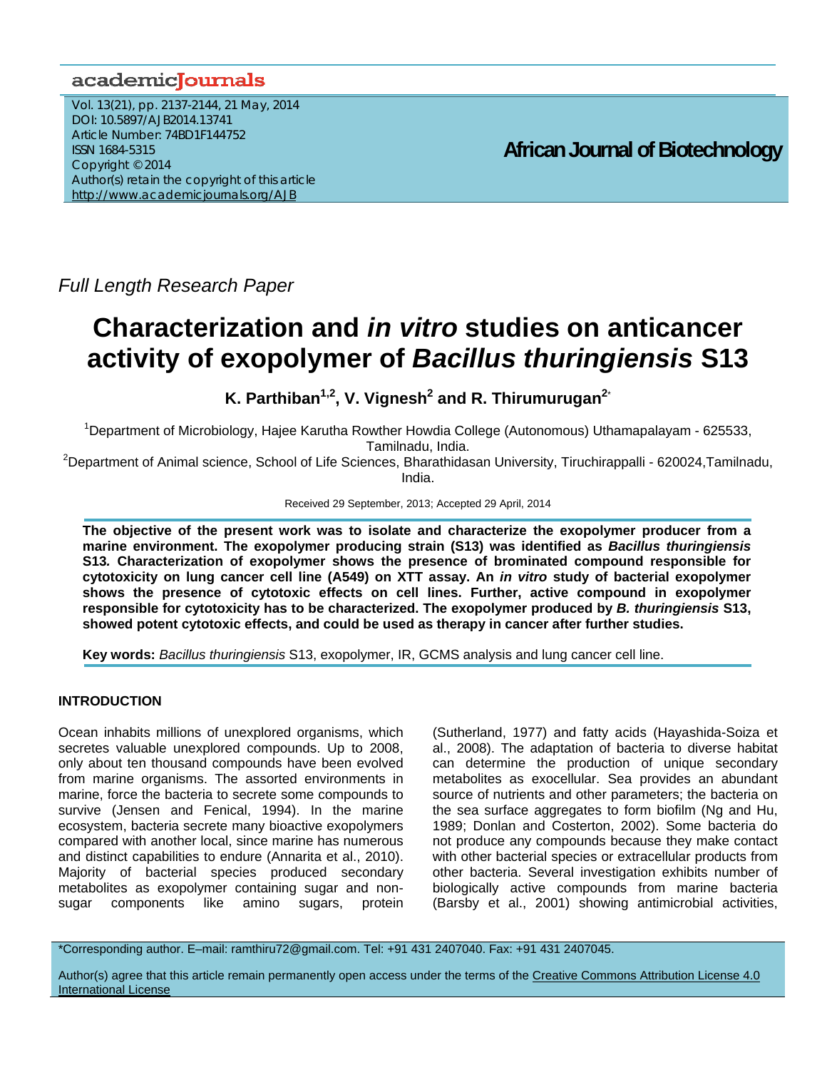Full Length Research Paper

# Characterization and *in vitro* studies on anticancer activity of exopolymer of *Bacillus thuringiensis* S13

**K. Parthiban[1,2], V. Vignesh[2] and R. Thirumurugan[2]***

[1]Department of Microbiology, Hajee Karutha Rowther Howdia College (Autonomous) Uthamapalayam - 625533, Tamilnadu, India.

[2]Department of Animal science, School of Life Sciences, Bharathidasan University, Tiruchirappalli - 620024,Tamilnadu, India.

Received 29 September, 2013; Accepted 29 April, 2014

**The objective of the present work was to isolate and characterize the exopolymer producer from a marine environment. The exopolymer producing strain (S13) was identified as *Bacillus thuringiensis* S13*.* Characterization of exopolymer shows the presence of brominated compound responsible for cytotoxicity on lung cancer cell line (A549) on XTT assay. An *in vitro* study of bacterial exopolymer shows the presence of cytotoxic effects on cell lines. Further, active compound in exopolymer responsible for cytotoxicity has to be characterized. The exopolymer produced by *B. thuringiensis* S13, showed potent cytotoxic effects, and could be used as therapy in cancer after further studies.**

**Key words:** *Bacillus thuringiensis* S13, exopolymer, IR, GCMS analysis and lung cancer cell line.

## INTRODUCTION

Ocean inhabits millions of unexplored organisms, which secretes valuable unexplored compounds. Up to 2008, only about ten thousand compounds have been evolved from marine organisms. The assorted environments in marine, force the bacteria to secrete some compounds to survive (Jensen and Fenical, 1994). In the marine ecosystem, bacteria secrete many bioactive exopolymers compared with another local, since marine has numerous and distinct capabilities to endure (Annarita et al., 2010). Majority of bacterial species produced secondary metabolites as exopolymer containing sugar and non-sugar components like amino sugars, protein (Sutherland, 1977) and fatty acids (Hayashida-Soiza et al., 2008). The adaptation of bacteria to diverse habitat can determine the production of unique secondary metabolites as exocellular. Sea provides an abundant source of nutrients and other parameters; the bacteria on the sea surface aggregates to form biofilm (Ng and Hu, 1989; Donlan and Costerton, 2002). Some bacteria do not produce any compounds because they make contact with other bacterial species or extracellular products from other bacteria. Several investigation exhibits number of biologically active compounds from marine bacteria (Barsby et al., 2001) showing antimicrobial activities,

*Corresponding author. E–mail: ramthiru72@gmail.com. Tel: +91 431 2407040. Fax: +91 431 2407045.

Author(s) agree that this article remain permanently open access under the terms of the Creative Commons Attribution License 4.0 International License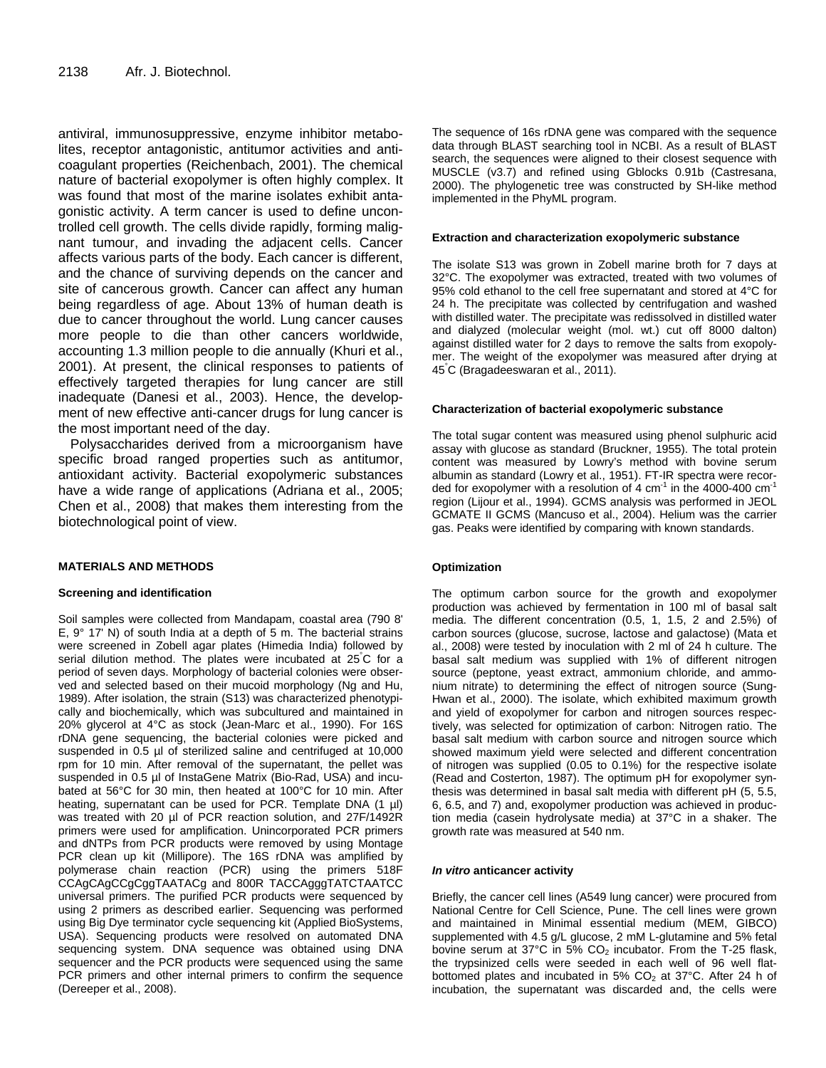antiviral, immunosuppressive, enzyme inhibitor metabolites, receptor antagonistic, antitumor activities and anticoagulant properties (Reichenbach, 2001). The chemical nature of bacterial exopolymer is often highly complex. It was found that most of the marine isolates exhibit antagonistic activity. A term cancer is used to define uncontrolled cell growth. The cells divide rapidly, forming malignant tumour, and invading the adjacent cells. Cancer affects various parts of the body. Each cancer is different, and the chance of surviving depends on the cancer and site of cancerous growth. Cancer can affect any human being regardless of age. About 13% of human death is due to cancer throughout the world. Lung cancer causes more people to die than other cancers worldwide, accounting 1.3 million people to die annually (Khuri et al., 2001). At present, the clinical responses to patients of effectively targeted therapies for lung cancer are still inadequate (Danesi et al., 2003). Hence, the development of new effective anti-cancer drugs for lung cancer is the most important need of the day.

Polysaccharides derived from a microorganism have specific broad ranged properties such as antitumor, antioxidant activity. Bacterial exopolymeric substances have a wide range of applications (Adriana et al., 2005; Chen et al., 2008) that makes them interesting from the biotechnological point of view.

## MATERIALS AND METHODS

### Screening and identification

Soil samples were collected from Mandapam, coastal area (790 8' E, 9° 17' N) of south India at a depth of 5 m. The bacterial strains were screened in Zobell agar plates (Himedia India) followed by serial dilution method. The plates were incubated at 25°C for a period of seven days. Morphology of bacterial colonies were observed and selected based on their mucoid morphology (Ng and Hu, 1989). After isolation, the strain (S13) was characterized phenotypically and biochemically, which was subcultured and maintained in 20% glycerol at 4°C as stock (Jean-Marc et al., 1990). For 16S rDNA gene sequencing, the bacterial colonies were picked and suspended in 0.5 µl of sterilized saline and centrifuged at 10,000 rpm for 10 min. After removal of the supernatant, the pellet was suspended in 0.5 µl of InstaGene Matrix (Bio-Rad, USA) and incubated at 56°C for 30 min, then heated at 100°C for 10 min. After heating, supernatant can be used for PCR. Template DNA (1 µl) was treated with 20 µl of PCR reaction solution, and 27F/1492R primers were used for amplification. Unincorporated PCR primers and dNTPs from PCR products were removed by using Montage PCR clean up kit (Millipore). The 16S rDNA was amplified by polymerase chain reaction (PCR) using the primers 518F CCAgCAgCCgCggTAATACg and 800R TACCAgggTATCTAATCC universal primers. The purified PCR products were sequenced by using 2 primers as described earlier. Sequencing was performed using Big Dye terminator cycle sequencing kit (Applied BioSystems, USA). Sequencing products were resolved on automated DNA sequencing system. DNA sequence was obtained using DNA sequencer and the PCR products were sequenced using the same PCR primers and other internal primers to confirm the sequence (Dereeper et al., 2008).

The sequence of 16s rDNA gene was compared with the sequence data through BLAST searching tool in NCBI. As a result of BLAST search, the sequences were aligned to their closest sequence with MUSCLE (v3.7) and refined using Gblocks 0.91b (Castresana, 2000). The phylogenetic tree was constructed by SH-like method implemented in the PhyML program.

### Extraction and characterization exopolymeric substance

The isolate S13 was grown in Zobell marine broth for 7 days at 32°C. The exopolymer was extracted, treated with two volumes of 95% cold ethanol to the cell free supernatant and stored at 4°C for 24 h. The precipitate was collected by centrifugation and washed with distilled water. The precipitate was redissolved in distilled water and dialyzed (molecular weight (mol. wt.) cut off 8000 dalton) against distilled water for 2 days to remove the salts from exopolymer. The weight of the exopolymer was measured after drying at 45°C (Bragadeeswaran et al., 2011).

### Characterization of bacterial exopolymeric substance

The total sugar content was measured using phenol sulphuric acid assay with glucose as standard (Bruckner, 1955). The total protein content was measured by Lowry's method with bovine serum albumin as standard (Lowry et al., 1951). FT-IR spectra were recorded for exopolymer with a resolution of 4 $cm^{-1}$ in the 4000-400 $cm^{-1}$ region (Lijour et al., 1994). GCMS analysis was performed in JEOL GCMATE II GCMS (Mancuso et al., 2004). Helium was the carrier gas. Peaks were identified by comparing with known standards.

### Optimization

The optimum carbon source for the growth and exopolymer production was achieved by fermentation in 100 ml of basal salt media. The different concentration (0.5, 1, 1.5, 2 and 2.5%) of carbon sources (glucose, sucrose, lactose and galactose) (Mata et al., 2008) were tested by inoculation with 2 ml of 24 h culture. The basal salt medium was supplied with 1% of different nitrogen source (peptone, yeast extract, ammonium chloride, and ammonium nitrate) to determining the effect of nitrogen source (Sung-Hwan et al., 2000). The isolate, which exhibited maximum growth and yield of exopolymer for carbon and nitrogen sources respectively, was selected for optimization of carbon: Nitrogen ratio. The basal salt medium with carbon source and nitrogen source which showed maximum yield were selected and different concentration of nitrogen was supplied (0.05 to 0.1%) for the respective isolate (Read and Costerton, 1987). The optimum pH for exopolymer synthesis was determined in basal salt media with different pH (5, 5.5, 6, 6.5, and 7) and, exopolymer production was achieved in production media (casein hydrolysate media) at 37°C in a shaker. The growth rate was measured at 540 nm.

### *In vitro* anticancer activity

Briefly, the cancer cell lines (A549 lung cancer) were procured from National Centre for Cell Science, Pune. The cell lines were grown and maintained in Minimal essential medium (MEM, GIBCO) supplemented with 4.5 g/L glucose, 2 mM L-glutamine and 5% fetal bovine serum at 37°C in 5% $CO_2$ incubator. From the T-25 flask, the trypsinized cells were seeded in each well of 96 well flat-bottomed plates and incubated in 5% $CO_2$ at 37°C. After 24 h of incubation, the supernatant was discarded and, the cells were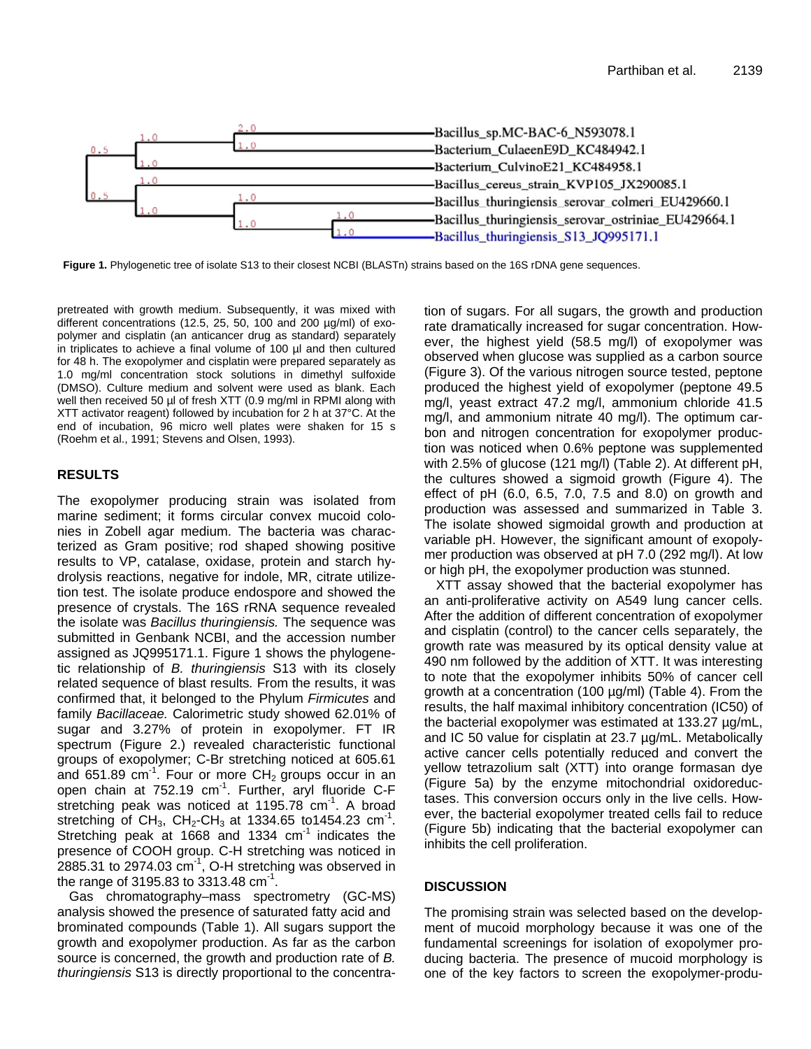**Figure 1.** Phylogenetic tree of isolate S13 to their closest NCBI (BLASTn) strains based on the 16S rDNA gene sequences.

pretreated with growth medium. Subsequently, it was mixed with different concentrations (12.5, 25, 50, 100 and 200 µg/ml) of exopolymer and cisplatin (an anticancer drug as standard) separately in triplicates to achieve a final volume of 100 µl and then cultured for 48 h. The exopolymer and cisplatin were prepared separately as 1.0 mg/ml concentration stock solutions in dimethyl sulfoxide (DMSO). Culture medium and solvent were used as blank. Each well then received 50 µl of fresh XTT (0.9 mg/ml in RPMI along with XTT activator reagent) followed by incubation for 2 h at 37°C. At the end of incubation, 96 micro well plates were shaken for 15 s (Roehm et al., 1991; Stevens and Olsen, 1993).

## RESULTS

The exopolymer producing strain was isolated from marine sediment; it forms circular convex mucoid colonies in Zobell agar medium. The bacteria was characterized as Gram positive; rod shaped showing positive results to VP, catalase, oxidase, protein and starch hydrolysis reactions, negative for indole, MR, citrate utilizetion test. The isolate produce endospore and showed the presence of crystals. The 16S rRNA sequence revealed the isolate was *Bacillus thuringiensis.* The sequence was submitted in Genbank NCBI, and the accession number assigned as JQ995171.1. Figure 1 shows the phylogenetic relationship of *B. thuringiensis* S13 with its closely related sequence of blast results*.* From the results, it was confirmed that, it belonged to the Phylum *Firmicutes* and family *Bacillaceae.* Calorimetric study showed 62.01% of sugar and 3.27% of protein in exopolymer. FT IR spectrum (Figure 2.) revealed characteristic functional groups of exopolymer; C-Br stretching noticed at 605.61 and 651.89 $cm^{-1}$. Four or more $CH_2$ groups occur in an open chain at 752.19 $cm^{-1}$. Further, aryl fluoride C-F stretching peak was noticed at 1195.78 $cm^{-1}$. A broad stretching of $CH_3$, $CH_2$-$CH_3$ at 1334.65 to1454.23 $cm^{-1}$. Stretching peak at 1668 and 1334 $cm^{-1}$ indicates the presence of COOH group. C-H stretching was noticed in 2885.31 to 2974.03 $cm^{-1}$, O-H stretching was observed in the range of 3195.83 to 3313.48 $cm^{-1}$.

Gas chromatography–mass spectrometry (GC-MS) analysis showed the presence of saturated fatty acid and brominated compounds (Table 1). All sugars support the growth and exopolymer production. As far as the carbon source is concerned, the growth and production rate of *B. thuringiensis* S13 is directly proportional to the concentration of sugars. For all sugars, the growth and production rate dramatically increased for sugar concentration. However, the highest yield (58.5 mg/l) of exopolymer was observed when glucose was supplied as a carbon source (Figure 3). Of the various nitrogen source tested, peptone produced the highest yield of exopolymer (peptone 49.5 mg/l, yeast extract 47.2 mg/l, ammonium chloride 41.5 mg/l, and ammonium nitrate 40 mg/l). The optimum carbon and nitrogen concentration for exopolymer production was noticed when 0.6% peptone was supplemented with 2.5% of glucose (121 mg/l) (Table 2). At different pH, the cultures showed a sigmoid growth (Figure 4). The effect of pH (6.0, 6.5, 7.0, 7.5 and 8.0) on growth and production was assessed and summarized in Table 3. The isolate showed sigmoidal growth and production at variable pH. However, the significant amount of exopolymer production was observed at pH 7.0 (292 mg/l). At low or high pH, the exopolymer production was stunned.

XTT assay showed that the bacterial exopolymer has an anti-proliferative activity on A549 lung cancer cells. After the addition of different concentration of exopolymer and cisplatin (control) to the cancer cells separately, the growth rate was measured by its optical density value at 490 nm followed by the addition of XTT. It was interesting to note that the exopolymer inhibits 50% of cancer cell growth at a concentration (100 µg/ml) (Table 4). From the results, the half maximal inhibitory concentration (IC50) of the bacterial exopolymer was estimated at 133.27 µg/mL, and IC 50 value for cisplatin at 23.7 µg/mL. Metabolically active cancer cells potentially reduced and convert the yellow tetrazolium salt (XTT) into orange formasan dye (Figure 5a) by the enzyme mitochondrial oxidoreductases. This conversion occurs only in the live cells. However, the bacterial exopolymer treated cells fail to reduce (Figure 5b) indicating that the bacterial exopolymer can inhibits the cell proliferation.

## DISCUSSION

The promising strain was selected based on the development of mucoid morphology because it was one of the fundamental screenings for isolation of exopolymer producing bacteria. The presence of mucoid morphology is one of the key factors to screen the exopolymer-produ-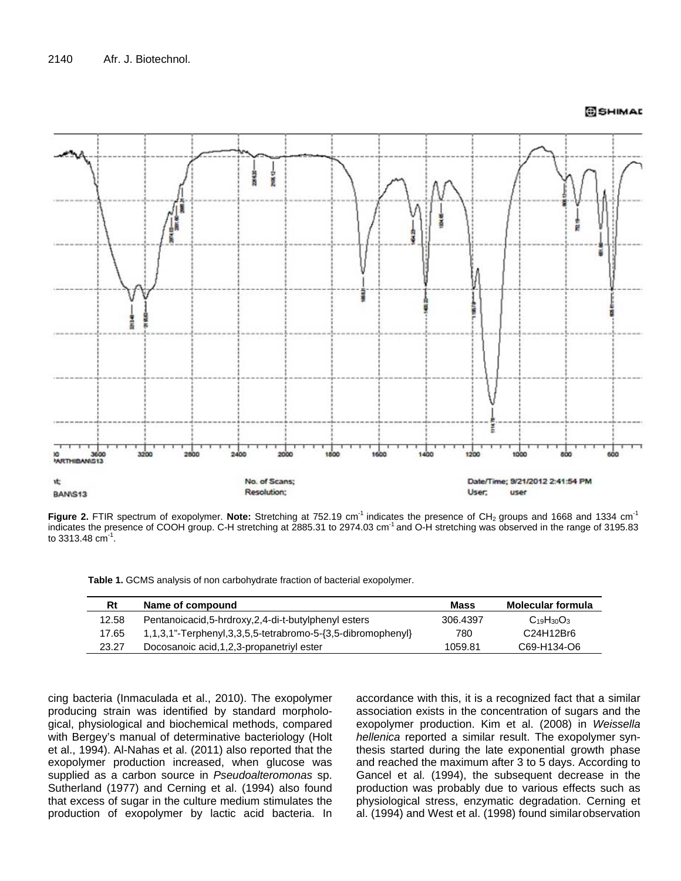**Figure 2.** FTIR spectrum of exopolymer. **Note:** Stretching at 752.19 $cm^{-1}$ indicates the presence of $CH_2$ groups and 1668 and 1334 $cm^{-1}$ indicates the presence of COOH group. C-H stretching at 2885.31 to 2974.03 $cm^{-1}$ and O-H stretching was observed in the range of 3195.83 to 3313.48 $cm^{-1}$.

**Table 1.** GCMS analysis of non carbohydrate fraction of bacterial exopolymer.

| Rt | Name of compound | Mass | Molecular formula |
|---|---|---|---|
| 12.58 | Pentanoicacid,5-hrdroxy,2,4-di-t-butylphenyl esters | 306.4397 | $C_{19}H_{30}O_3$ |
| 17.65 | 1,1,3,1"-Terphenyl,3,3,5,5-tetrabromo-5-{3,5-dibromophenyl} | 780 | C24H12Br6 |
| 23.27 | Docosanoic acid,1,2,3-propanetriyl ester | 1059.81 | C69-H134-O6 |

cing bacteria (Inmaculada et al., 2010). The exopolymer producing strain was identified by standard morphological, physiological and biochemical methods, compared with Bergey's manual of determinative bacteriology (Holt et al., 1994). Al-Nahas et al. (2011) also reported that the exopolymer production increased, when glucose was supplied as a carbon source in *Pseudoalteromonas* sp. Sutherland (1977) and Cerning et al. (1994) also found that excess of sugar in the culture medium stimulates the production of exopolymer by lactic acid bacteria. In accordance with this, it is a recognized fact that a similar association exists in the concentration of sugars and the exopolymer production. Kim et al. (2008) in *Weissella hellenica* reported a similar result. The exopolymer synthesis started during the late exponential growth phase and reached the maximum after 3 to 5 days. According to Gancel et al. (1994), the subsequent decrease in the production was probably due to various effects such as physiological stress, enzymatic degradation. Cerning et al. (1994) and West et al. (1998) found similar observation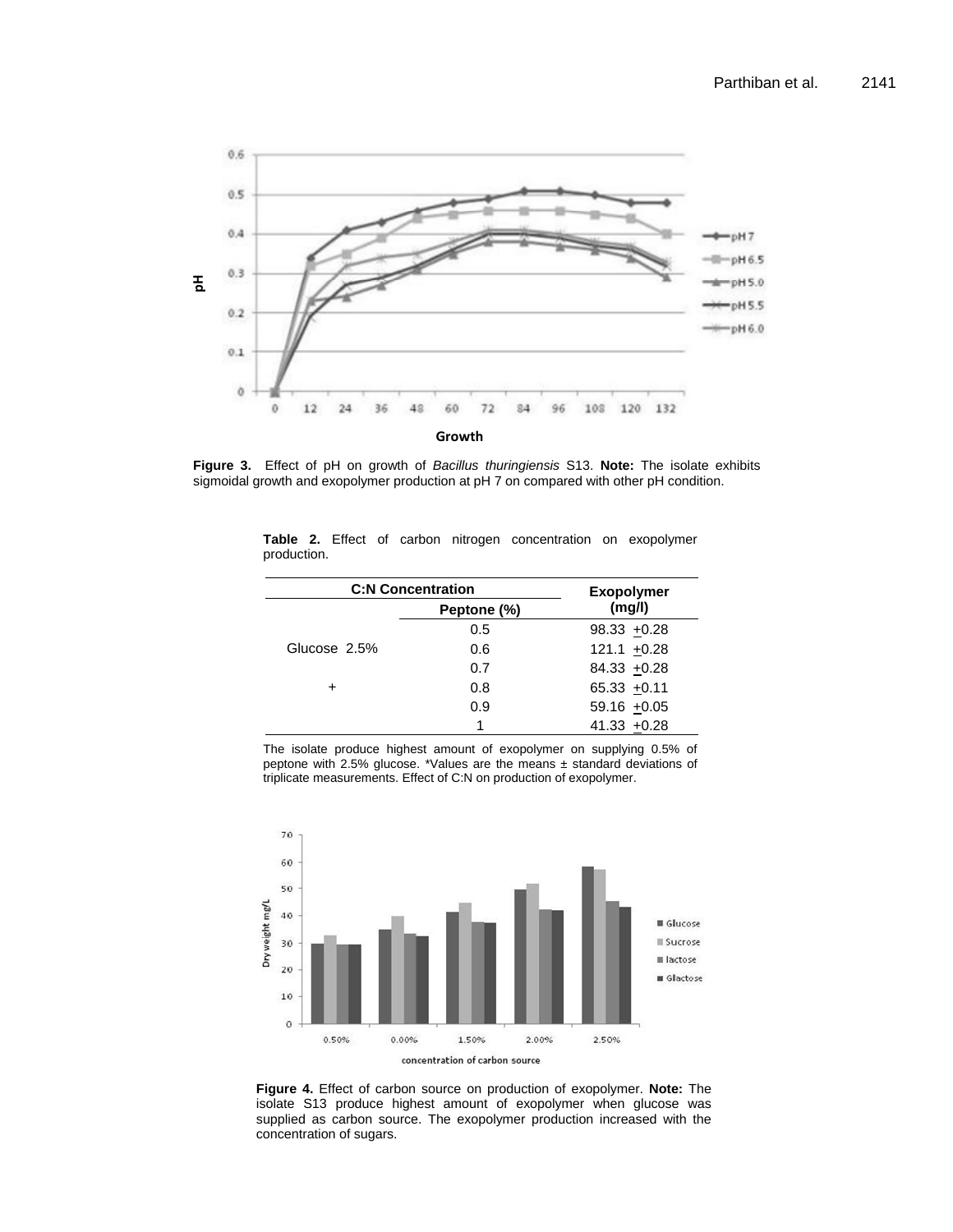Figure 3. Effect of pH on growth of *Bacillus thuringiensis* S13. **Note:** The isolate exhibits sigmoidal growth and exopolymer production at pH 7 on compared with other pH condition.

**Table 2.** Effect of carbon nitrogen concentration on exopolymer production.

| C:N Concentration | | Exopolymer (mg/l) |
|---|---|---|
| | Peptone (%) | |
| | 0.5 | 98.33 ±0.28 |
| Glucose 2.5% | 0.6 | 121.1 ±0.28 |
| | 0.7 | 84.33 ±0.28 |
| + | 0.8 | 65.33 ±0.11 |
| | 0.9 | 59.16 ±0.05 |
| | 1 | 41.33 ±0.28 |

The isolate produce highest amount of exopolymer on supplying 0.5% of peptone with 2.5% glucose. *Values are the means ± standard deviations of triplicate measurements. Effect of C:N on production of exopolymer.

Figure 4. Effect of carbon source on production of exopolymer. **Note:** The isolate S13 produce highest amount of exopolymer when glucose was supplied as carbon source. The exopolymer production increased with the concentration of sugars.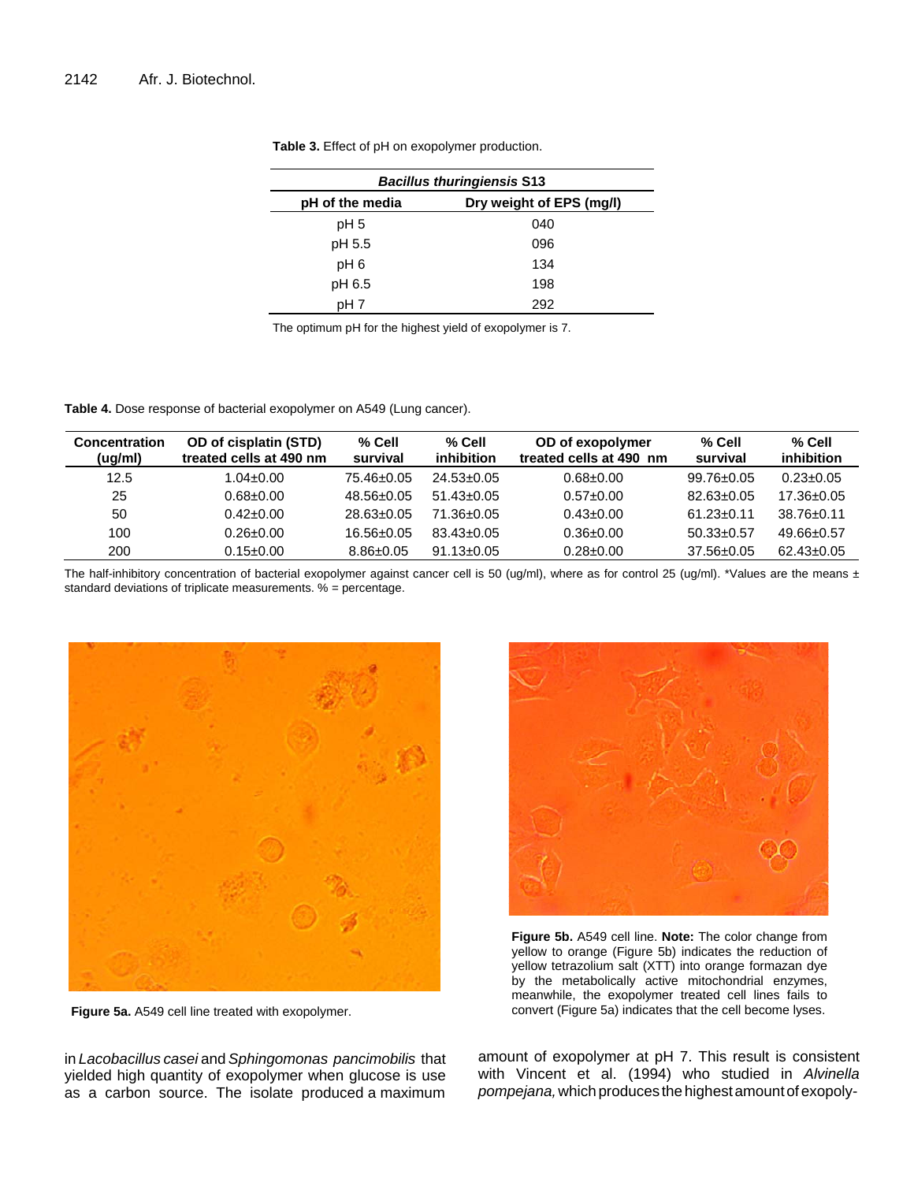**Table 3.** Effect of pH on exopolymer production.

| *Bacillus thuringiensis* S13 | |
|---|---|
| **pH of the media** | **Dry weight of EPS (mg/l)** |
| pH 5 | 040 |
| pH 5.5 | 096 |
| pH 6 | 134 |
| pH 6.5 | 198 |
| pH 7 | 292 |

The optimum pH for the highest yield of exopolymer is 7.

**Table 4.** Dose response of bacterial exopolymer on A549 (Lung cancer).

| Concentration (ug/ml) | OD of cisplatin (STD) treated cells at 490 nm | % Cell survival | % Cell inhibition | OD of exopolymer treated cells at 490 nm | % Cell survival | % Cell inhibition |
|---|---|---|---|---|---|---|
| 12.5 | 1.04±0.00 | 75.46±0.05 | 24.53±0.05 | 0.68±0.00 | 99.76±0.05 | 0.23±0.05 |
| 25 | 0.68±0.00 | 48.56±0.05 | 51.43±0.05 | 0.57±0.00 | 82.63±0.05 | 17.36±0.05 |
| 50 | 0.42±0.00 | 28.63±0.05 | 71.36±0.05 | 0.43±0.00 | 61.23±0.11 | 38.76±0.11 |
| 100 | 0.26±0.00 | 16.56±0.05 | 83.43±0.05 | 0.36±0.00 | 50.33±0.57 | 49.66±0.57 |
| 200 | 0.15±0.00 | 8.86±0.05 | 91.13±0.05 | 0.28±0.00 | 37.56±0.05 | 62.43±0.05 |

The half-inhibitory concentration of bacterial exopolymer against cancer cell is 50 (ug/ml), where as for control 25 (ug/ml). *Values are the means ± standard deviations of triplicate measurements. % = percentage.

**Figure 5a.** A549 cell line treated with exopolymer.

**Figure 5b.** A549 cell line. **Note:** The color change from yellow to orange (Figure 5b) indicates the reduction of yellow tetrazolium salt (XTT) into orange formazan dye by the metabolically active mitochondrial enzymes, meanwhile, the exopolymer treated cell lines fails to convert (Figure 5a) indicates that the cell become lyses.

in *Lacobacillus casei* and *Sphingomonas pancimobilis* that yielded high quantity of exopolymer when glucose is use as a carbon source. The isolate produced a maximum amount of exopolymer at pH 7. This result is consistent with Vincent et al. (1994) who studied in *Alvinella pompejana,* which produces the highest amount of exopoly-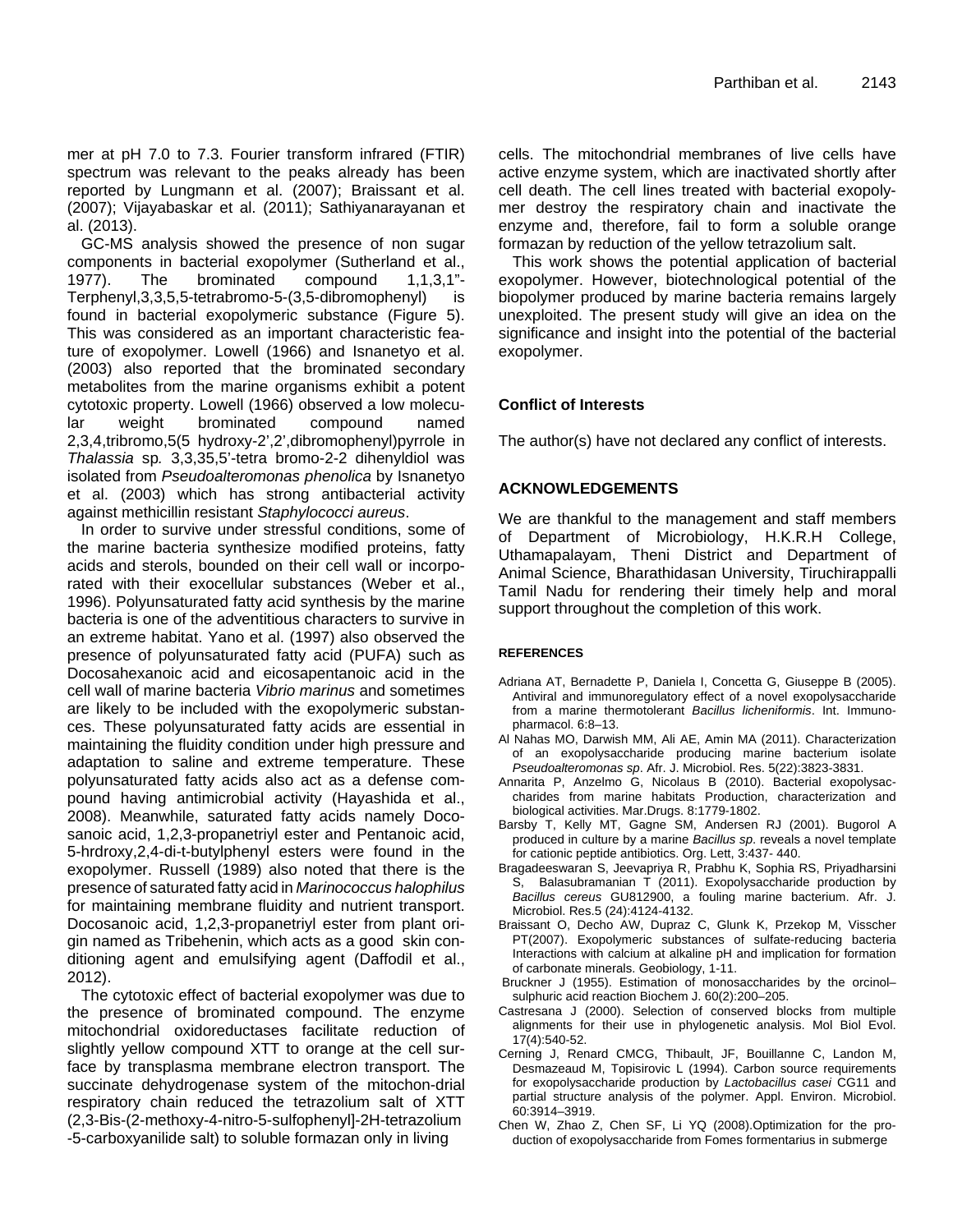mer at pH 7.0 to 7.3. Fourier transform infrared (FTIR) spectrum was relevant to the peaks already has been reported by Lungmann et al. (2007); Braissant et al. (2007); Vijayabaskar et al. (2011); Sathiyanarayanan et al. (2013).

GC-MS analysis showed the presence of non sugar components in bacterial exopolymer (Sutherland et al., 1977). The brominated compound 1,1,3,1"-Terphenyl,3,3,5,5-tetrabromo-5-(3,5-dibromophenyl) is found in bacterial exopolymeric substance (Figure 5). This was considered as an important characteristic feature of exopolymer. Lowell (1966) and Isnanetyo et al. (2003) also reported that the brominated secondary metabolites from the marine organisms exhibit a potent cytotoxic property. Lowell (1966) observed a low molecular weight brominated compound named 2,3,4,tribromo,5(5 hydroxy-2',2',dibromophenyl)pyrrole in *Thalassia* sp*.* 3,3,35,5'-tetra bromo-2-2 dihenyldiol was isolated from *Pseudoalteromonas phenolica* by Isnanetyo et al. (2003) which has strong antibacterial activity against methicillin resistant *Staphylococci aureus*.

In order to survive under stressful conditions, some of the marine bacteria synthesize modified proteins, fatty acids and sterols, bounded on their cell wall or incorporated with their exocellular substances (Weber et al., 1996). Polyunsaturated fatty acid synthesis by the marine bacteria is one of the adventitious characters to survive in an extreme habitat. Yano et al. (1997) also observed the presence of polyunsaturated fatty acid (PUFA) such as Docosahexanoic acid and eicosapentanoic acid in the cell wall of marine bacteria *Vibrio marinus* and sometimes are likely to be included with the exopolymeric substances. These polyunsaturated fatty acids are essential in maintaining the fluidity condition under high pressure and adaptation to saline and extreme temperature. These polyunsaturated fatty acids also act as a defense compound having antimicrobial activity (Hayashida et al., 2008). Meanwhile, saturated fatty acids namely Docosanoic acid, 1,2,3-propanetriyl ester and Pentanoic acid, 5-hrdroxy,2,4-di-t-butylphenyl esters were found in the exopolymer. Russell (1989) also noted that there is the presence of saturated fatty acid in *Marinococcus halophilus* for maintaining membrane fluidity and nutrient transport. Docosanoic acid, 1,2,3-propanetriyl ester from plant origin named as Tribehenin, which acts as a good skin conditioning agent and emulsifying agent (Daffodil et al., 2012).

The cytotoxic effect of bacterial exopolymer was due to the presence of brominated compound. The enzyme mitochondrial oxidoreductases facilitate reduction of slightly yellow compound XTT to orange at the cell surface by transplasma membrane electron transport. The succinate dehydrogenase system of the mitochon-drial respiratory chain reduced the tetrazolium salt of XTT (2,3-Bis-(2-methoxy-4-nitro-5-sulfophenyl]-2H-tetrazolium -5-carboxyanilide salt) to soluble formazan only in living cells. The mitochondrial membranes of live cells have active enzyme system, which are inactivated shortly after cell death. The cell lines treated with bacterial exopolymer destroy the respiratory chain and inactivate the enzyme and, therefore, fail to form a soluble orange formazan by reduction of the yellow tetrazolium salt.

This work shows the potential application of bacterial exopolymer. However, biotechnological potential of the biopolymer produced by marine bacteria remains largely unexploited. The present study will give an idea on the significance and insight into the potential of the bacterial exopolymer.

## Conflict of Interests

The author(s) have not declared any conflict of interests.

## ACKNOWLEDGEMENTS

We are thankful to the management and staff members of Department of Microbiology, H.K.R.H College, Uthamapalayam, Theni District and Department of Animal Science, Bharathidasan University, Tiruchirappalli Tamil Nadu for rendering their timely help and moral support throughout the completion of this work.

## REFERENCES

Adriana AT, Bernadette P, Daniela I, Concetta G, Giuseppe B (2005). Antiviral and immunoregulatory effect of a novel exopolysaccharide from a marine thermotolerant *Bacillus licheniformis*. Int. Immunopharmacol. 6:8–13.

Al Nahas MO, Darwish MM, Ali AE, Amin MA (2011). Characterization of an exopolysaccharide producing marine bacterium isolate *Pseudoalteromonas sp*. Afr. J. Microbiol. Res. 5(22):3823-3831.

Annarita P, Anzelmo G, Nicolaus B (2010). Bacterial exopolysaccharides from marine habitats Production, characterization and biological activities. Mar.Drugs. 8:1779-1802.

Barsby T, Kelly MT, Gagne SM, Andersen RJ (2001). Bugorol A produced in culture by a marine *Bacillus sp*. reveals a novel template for cationic peptide antibiotics. Org. Lett, 3:437- 440.

Bragadeeswaran S, Jeevapriya R, Prabhu K, Sophia RS, Priyadharsini S, Balasubramanian T (2011). Exopolysaccharide production by *Bacillus cereus* GU812900, a fouling marine bacterium. Afr. J. Microbiol. Res.5 (24):4124-4132.

Braissant O, Decho AW, Dupraz C, Glunk K, Przekop M, Visscher PT(2007). Exopolymeric substances of sulfate-reducing bacteria Interactions with calcium at alkaline pH and implication for formation of carbonate minerals. Geobiology, 1-11.

Bruckner J (1955). Estimation of monosaccharides by the orcinol–sulphuric acid reaction Biochem J. 60(2):200–205.

Castresana J (2000). Selection of conserved blocks from multiple alignments for their use in phylogenetic analysis. Mol Biol Evol. 17(4):540-52.

Cerning J, Renard CMCG, Thibault, JF, Bouillanne C, Landon M, Desmazeaud M, Topisirovic L (1994). Carbon source requirements for exopolysaccharide production by *Lactobacillus casei* CG11 and partial structure analysis of the polymer. Appl. Environ. Microbiol. 60:3914–3919.

Chen W, Zhao Z, Chen SF, Li YQ (2008).Optimization for the production of exopolysaccharide from Fomes formentarius in submerge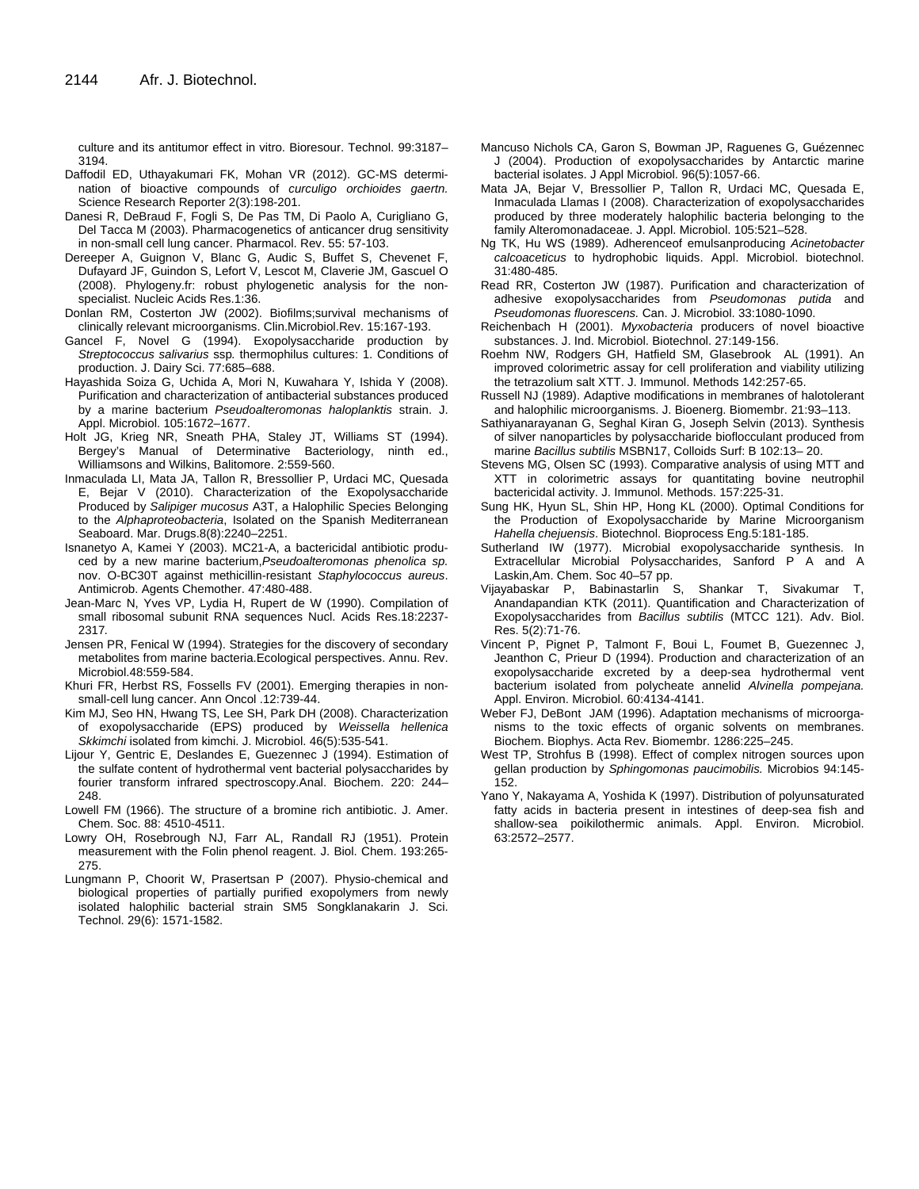culture and its antitumor effect in vitro. Bioresour. Technol. 99:3187–3194.

Daffodil ED, Uthayakumari FK, Mohan VR (2012). GC-MS determination of bioactive compounds of *curculigo orchioides gaertn.* Science Research Reporter 2(3):198-201.

Danesi R, DeBraud F, Fogli S, De Pas TM, Di Paolo A, Curigliano G, Del Tacca M (2003). Pharmacogenetics of anticancer drug sensitivity in non-small cell lung cancer. Pharmacol. Rev. 55: 57-103.

Dereeper A, Guignon V, Blanc G, Audic S, Buffet S, Chevenet F, Dufayard JF, Guindon S, Lefort V, Lescot M, Claverie JM, Gascuel O (2008). Phylogeny.fr: robust phylogenetic analysis for the non-specialist. Nucleic Acids Res.1:36.

Donlan RM, Costerton JW (2002). Biofilms;survival mechanisms of clinically relevant microorganisms. Clin.Microbiol.Rev. 15:167-193.

Gancel F, Novel G (1994). Exopolysaccharide production by *Streptococcus salivarius* ssp. thermophilus cultures: 1. Conditions of production. J. Dairy Sci. 77:685–688.

Hayashida Soiza G, Uchida A, Mori N, Kuwahara Y, Ishida Y (2008). Purification and characterization of antibacterial substances produced by a marine bacterium *Pseudoalteromonas haloplanktis* strain. J. Appl. Microbiol. 105:1672–1677.

Holt JG, Krieg NR, Sneath PHA, Staley JT, Williams ST (1994). Bergey's Manual of Determinative Bacteriology, ninth ed., Williamsons and Wilkins, Balitomore. 2:559-560.

Inmaculada Ll, Mata JA, Tallon R, Bressollier P, Urdaci MC, Quesada E, Bejar V (2010). Characterization of the Exopolysaccharide Produced by *Salipiger mucosus* A3T, a Halophilic Species Belonging to the *Alphaproteobacteria*, Isolated on the Spanish Mediterranean Seaboard. Mar. Drugs.8(8):2240–2251.

Isnanetyo A, Kamei Y (2003). MC21-A, a bactericidal antibiotic produced by a new marine bacterium,*Pseudoalteromonas phenolica sp.* nov. O-BC30T against methicillin-resistant *Staphylococcus aureus*. Antimicrob. Agents Chemother. 47:480-488.

Jean-Marc N, Yves VP, Lydia H, Rupert de W (1990). Compilation of small ribosomal subunit RNA sequences Nucl. Acids Res.18:2237-2317.

Jensen PR, Fenical W (1994). Strategies for the discovery of secondary metabolites from marine bacteria.Ecological perspectives. Annu. Rev. Microbiol.48:559-584.

Khuri FR, Herbst RS, Fossells FV (2001). Emerging therapies in non-small-cell lung cancer. Ann Oncol .12:739-44.

Kim MJ, Seo HN, Hwang TS, Lee SH, Park DH (2008). Characterization of exopolysaccharide (EPS) produced by *Weissella hellenica Skkimchi* isolated from kimchi. J. Microbiol. 46(5):535-541.

Lijour Y, Gentric E, Deslandes E, Guezennec J (1994). Estimation of the sulfate content of hydrothermal vent bacterial polysaccharides by fourier transform infrared spectroscopy.Anal. Biochem. 220: 244–248.

Lowell FM (1966). The structure of a bromine rich antibiotic. J. Amer. Chem. Soc. 88: 4510-4511.

Lowry OH, Rosebrough NJ, Farr AL, Randall RJ (1951). Protein measurement with the Folin phenol reagent. J. Biol. Chem. 193:265-275.

Lungmann P, Choorit W, Prasertsan P (2007). Physio-chemical and biological properties of partially purified exopolymers from newly isolated halophilic bacterial strain SM5 Songklanakarin J. Sci. Technol. 29(6): 1571-1582.

Mancuso Nichols CA, Garon S, Bowman JP, Raguenes G, Guézennec J (2004). Production of exopolysaccharides by Antarctic marine bacterial isolates. J Appl Microbiol. 96(5):1057-66.

Mata JA, Bejar V, Bressollier P, Tallon R, Urdaci MC, Quesada E, Inmaculada Llamas I (2008). Characterization of exopolysaccharides produced by three moderately halophilic bacteria belonging to the family Alteromonadaceae. J. Appl. Microbiol. 105:521–528.

Ng TK, Hu WS (1989). Adherenceof emulsanproducing *Acinetobacter calcoaceticus* to hydrophobic liquids. Appl. Microbiol. biotechnol. 31:480-485.

Read RR, Costerton JW (1987). Purification and characterization of adhesive exopolysaccharides from *Pseudomonas putida* and *Pseudomonas fluorescens.* Can. J. Microbiol. 33:1080-1090.

Reichenbach H (2001). *Myxobacteria* producers of novel bioactive substances. J. Ind. Microbiol. Biotechnol. 27:149-156.

Roehm NW, Rodgers GH, Hatfield SM, Glasebrook AL (1991). An improved colorimetric assay for cell proliferation and viability utilizing the tetrazolium salt XTT. J. Immunol. Methods 142:257-65.

Russell NJ (1989). Adaptive modifications in membranes of halotolerant and halophilic microorganisms. J. Bioenerg. Biomembr. 21:93–113.

Sathiyanarayanan G, Seghal Kiran G, Joseph Selvin (2013). Synthesis of silver nanoparticles by polysaccharide bioflocculant produced from marine *Bacillus subtilis* MSBN17, Colloids Surf: B 102:13– 20.

Stevens MG, Olsen SC (1993). Comparative analysis of using MTT and XTT in colorimetric assays for quantitating bovine neutrophil bactericidal activity. J. Immunol. Methods. 157:225-31.

Sung HK, Hyun SL, Shin HP, Hong KL (2000). Optimal Conditions for the Production of Exopolysaccharide by Marine Microorganism *Hahella chejuensis*. Biotechnol. Bioprocess Eng.5:181-185.

Sutherland IW (1977). Microbial exopolysaccharide synthesis. In Extracellular Microbial Polysaccharides, Sanford P A and A Laskin,Am. Chem. Soc 40–57 pp.

Vijayabaskar P, Babinastarlin S, Shankar T, Sivakumar T, Anandapandian KTK (2011). Quantification and Characterization of Exopolysaccharides from *Bacillus subtilis* (MTCC 121). Adv. Biol. Res. 5(2):71-76.

Vincent P, Pignet P, Talmont F, Boui L, Foumet B, Guezennec J, Jeanthon C, Prieur D (1994). Production and characterization of an exopolysaccharide excreted by a deep-sea hydrothermal vent bacterium isolated from polycheate annelid *Alvinella pompejana.* Appl. Environ. Microbiol. 60:4134-4141.

Weber FJ, DeBont JAM (1996). Adaptation mechanisms of microorganisms to the toxic effects of organic solvents on membranes. Biochem. Biophys. Acta Rev. Biomembr. 1286:225–245.

West TP, Strohfus B (1998). Effect of complex nitrogen sources upon gellan production by *Sphingomonas paucimobilis.* Microbios 94:145-152.

Yano Y, Nakayama A, Yoshida K (1997). Distribution of polyunsaturated fatty acids in bacteria present in intestines of deep-sea fish and shallow-sea poikilothermic animals. Appl. Environ. Microbiol. 63:2572–2577.